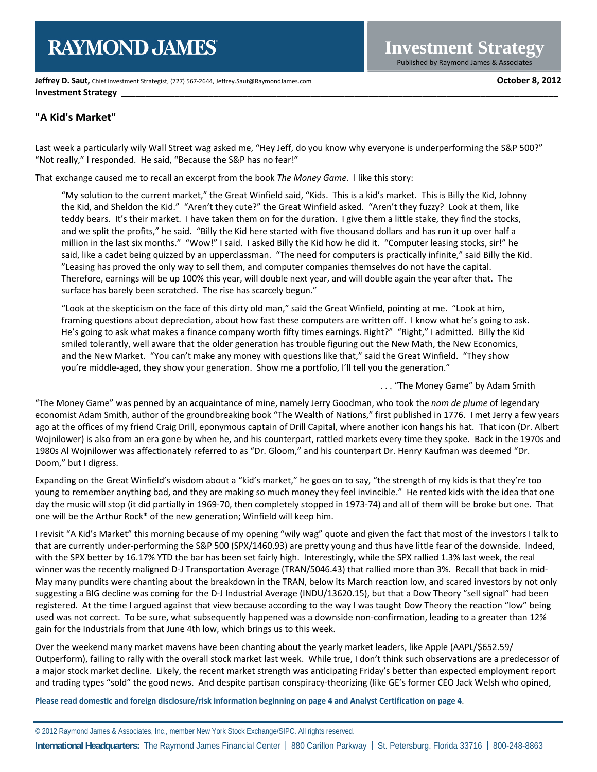**Jeffrey D. Saut,** Chief Investment Strategist, (727) 567-2644, Jeffrey.Saut@RaymondJames.com **October 8, 2012**

**Investment Strategy**

## "A Kid's Market"

Last week a particularly wily Wall Street wag asked me, "Hey Jeff, do you know why everyone is underperforming the S&P 500?" "Not really," I responded. He said, "Because the S&P has no fear!"

That exchange caused me to recall an excerpt from the book *The Money Game*. I like this story:

> "My solution to the current market," the Great Winfield said, "Kids. This is a kid's market. This is Billy the Kid, Johnny the Kid, and Sheldon the Kid." "Aren't they cute?" the Great Winfield asked. "Aren't they fuzzy? Look at them, like teddy bears. It's their market. I have taken them on for the duration. I give them a little stake, they find the stocks, and we split the profits," he said. "Billy the Kid here started with five thousand dollars and has run it up over half a million in the last six months." "Wow!" I said. I asked Billy the Kid how he did it. "Computer leasing stocks, sir!" he said, like a cadet being quizzed by an upperclassman. "The need for computers is practically infinite," said Billy the Kid. "Leasing has proved the only way to sell them, and computer companies themselves do not have the capital. Therefore, earnings will be up 100% this year, will double next year, and will double again the year after that. The surface has barely been scratched. The rise has scarcely begun."
>
> "Look at the skepticism on the face of this dirty old man," said the Great Winfield, pointing at me. "Look at him, framing questions about depreciation, about how fast these computers are written off. I know what he's going to ask. He's going to ask what makes a finance company worth fifty times earnings. Right?" "Right," I admitted. Billy the Kid smiled tolerantly, well aware that the older generation has trouble figuring out the New Math, the New Economics, and the New Market. "You can't make any money with questions like that," said the Great Winfield. "They show you're middle-aged, they show your generation. Show me a portfolio, I'll tell you the generation."
>
> . . . "The Money Game" by Adam Smith

"The Money Game" was penned by an acquaintance of mine, namely Jerry Goodman, who took the *nom de plume* of legendary economist Adam Smith, author of the groundbreaking book "The Wealth of Nations," first published in 1776. I met Jerry a few years ago at the offices of my friend Craig Drill, eponymous captain of Drill Capital, where another icon hangs his hat. That icon (Dr. Albert Wojnilower) is also from an era gone by when he, and his counterpart, rattled markets every time they spoke. Back in the 1970s and 1980s Al Wojnilower was affectionately referred to as "Dr. Gloom," and his counterpart Dr. Henry Kaufman was deemed "Dr. Doom," but I digress.

Expanding on the Great Winfield's wisdom about a "kid's market," he goes on to say, "the strength of my kids is that they're too young to remember anything bad, and they are making so much money they feel invincible." He rented kids with the idea that one day the music will stop (it did partially in 1969-70, then completely stopped in 1973-74) and all of them will be broke but one. That one will be the Arthur Rock* of the new generation; Winfield will keep him.

I revisit "A Kid's Market" this morning because of my opening "wily wag" quote and given the fact that most of the investors I talk to that are currently under-performing the S&P 500 (SPX/1460.93) are pretty young and thus have little fear of the downside. Indeed, with the SPX better by 16.17% YTD the bar has been set fairly high. Interestingly, while the SPX rallied 1.3% last week, the real winner was the recently maligned D-J Transportation Average (TRAN/5046.43) that rallied more than 3%. Recall that back in mid-May many pundits were chanting about the breakdown in the TRAN, below its March reaction low, and scared investors by not only suggesting a BIG decline was coming for the D-J Industrial Average (INDU/13620.15), but that a Dow Theory "sell signal" had been registered. At the time I argued against that view because according to the way I was taught Dow Theory the reaction "low" being used was not correct. To be sure, what subsequently happened was a downside non-confirmation, leading to a greater than 12% gain for the Industrials from that June 4th low, which brings us to this week.

Over the weekend many market mavens have been chanting about the yearly market leaders, like Apple (AAPL/$652.59/ Outperform), failing to rally with the overall stock market last week. While true, I don't think such observations are a predecessor of a major stock market decline. Likely, the recent market strength was anticipating Friday's better than expected employment report and trading types "sold" the good news. And despite partisan conspiracy-theorizing (like GE's former CEO Jack Welsh who opined,

**Please read domestic and foreign disclosure/risk information beginning on page 4 and Analyst Certification on page 4.**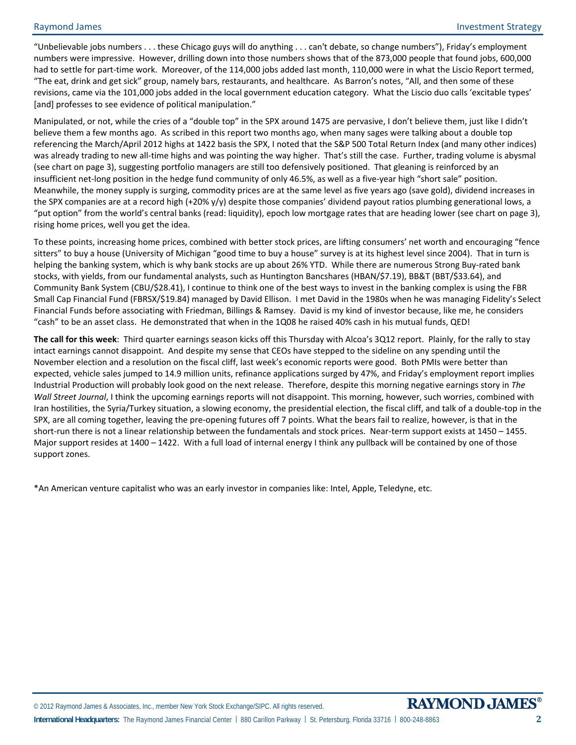"Unbelievable jobs numbers . . . these Chicago guys will do anything . . . can't debate, so change numbers"), Friday's employment numbers were impressive. However, drilling down into those numbers shows that of the 873,000 people that found jobs, 600,000 had to settle for part-time work. Moreover, of the 114,000 jobs added last month, 110,000 were in what the Liscio Report termed, "The eat, drink and get sick" group, namely bars, restaurants, and healthcare. As Barron's notes, "All, and then some of these revisions, came via the 101,000 jobs added in the local government education category. What the Liscio duo calls 'excitable types' [and] professes to see evidence of political manipulation."

Manipulated, or not, while the cries of a "double top" in the SPX around 1475 are pervasive, I don't believe them, just like I didn't believe them a few months ago. As scribed in this report two months ago, when many sages were talking about a double top referencing the March/April 2012 highs at 1422 basis the SPX, I noted that the S&P 500 Total Return Index (and many other indices) was already trading to new all-time highs and was pointing the way higher. That's still the case. Further, trading volume is abysmal (see chart on page 3), suggesting portfolio managers are still too defensively positioned. That gleaning is reinforced by an insufficient net-long position in the hedge fund community of only 46.5%, as well as a five-year high "short sale" position. Meanwhile, the money supply is surging, commodity prices are at the same level as five years ago (save gold), dividend increases in the SPX companies are at a record high (+20% y/y) despite those companies' dividend payout ratios plumbing generational lows, a "put option" from the world's central banks (read: liquidity), epoch low mortgage rates that are heading lower (see chart on page 3), rising home prices, well you get the idea.

To these points, increasing home prices, combined with better stock prices, are lifting consumers' net worth and encouraging "fence sitters" to buy a house (University of Michigan "good time to buy a house" survey is at its highest level since 2004). That in turn is helping the banking system, which is why bank stocks are up about 26% YTD. While there are numerous Strong Buy-rated bank stocks, with yields, from our fundamental analysts, such as Huntington Bancshares (HBAN/$7.19), BB&T (BBT/$33.64), and Community Bank System (CBU/$28.41), I continue to think one of the best ways to invest in the banking complex is using the FBR Small Cap Financial Fund (FBRSX/$19.84) managed by David Ellison. I met David in the 1980s when he was managing Fidelity's Select Financial Funds before associating with Friedman, Billings & Ramsey. David is my kind of investor because, like me, he considers "cash" to be an asset class. He demonstrated that when in the 1Q08 he raised 40% cash in his mutual funds, QED!

**The call for this week**: Third quarter earnings season kicks off this Thursday with Alcoa's 3Q12 report. Plainly, for the rally to stay intact earnings cannot disappoint. And despite my sense that CEOs have stepped to the sideline on any spending until the November election and a resolution on the fiscal cliff, last week's economic reports were good. Both PMIs were better than expected, vehicle sales jumped to 14.9 million units, refinance applications surged by 47%, and Friday's employment report implies Industrial Production will probably look good on the next release. Therefore, despite this morning negative earnings story in *The Wall Street Journal*, I think the upcoming earnings reports will not disappoint. This morning, however, such worries, combined with Iran hostilities, the Syria/Turkey situation, a slowing economy, the presidential election, the fiscal cliff, and talk of a double-top in the SPX, are all coming together, leaving the pre-opening futures off 7 points. What the bears fail to realize, however, is that in the short-run there is not a linear relationship between the fundamentals and stock prices. Near-term support exists at 1450 – 1455. Major support resides at 1400 – 1422. With a full load of internal energy I think any pullback will be contained by one of those support zones.

*An American venture capitalist who was an early investor in companies like: Intel, Apple, Teledyne, etc.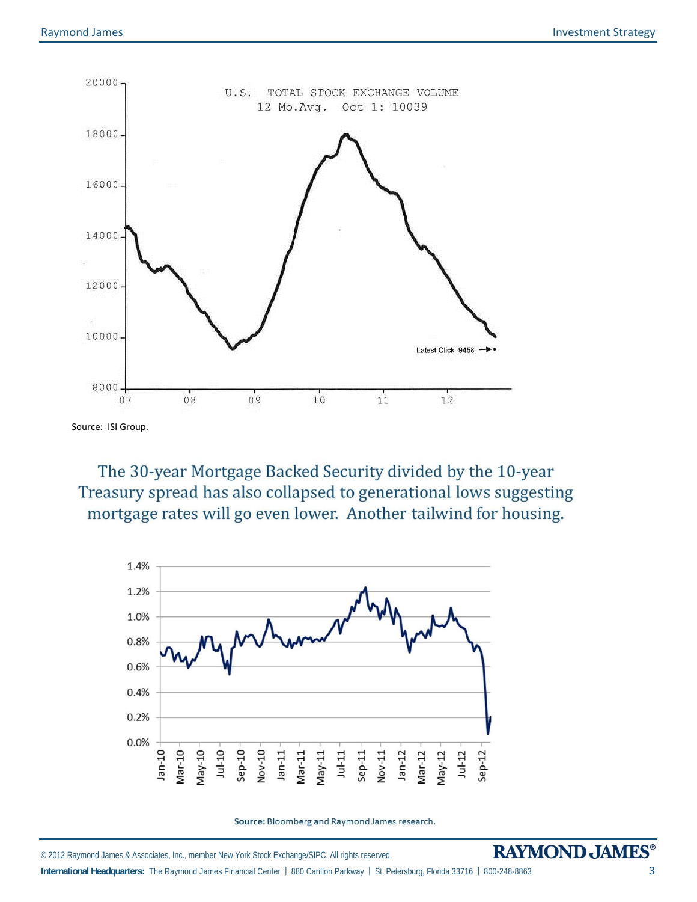U.S. TOTAL STOCK EXCHANGE VOLUME
12 Mo.Avg. Oct 1: 10039

Latest Click 9458

Source: ISI Group.

The 30-year Mortgage Backed Security divided by the 10-year Treasury spread has also collapsed to generational lows suggesting mortgage rates will go even lower. Another tailwind for housing.

**Source:** Bloomberg and Raymond James research.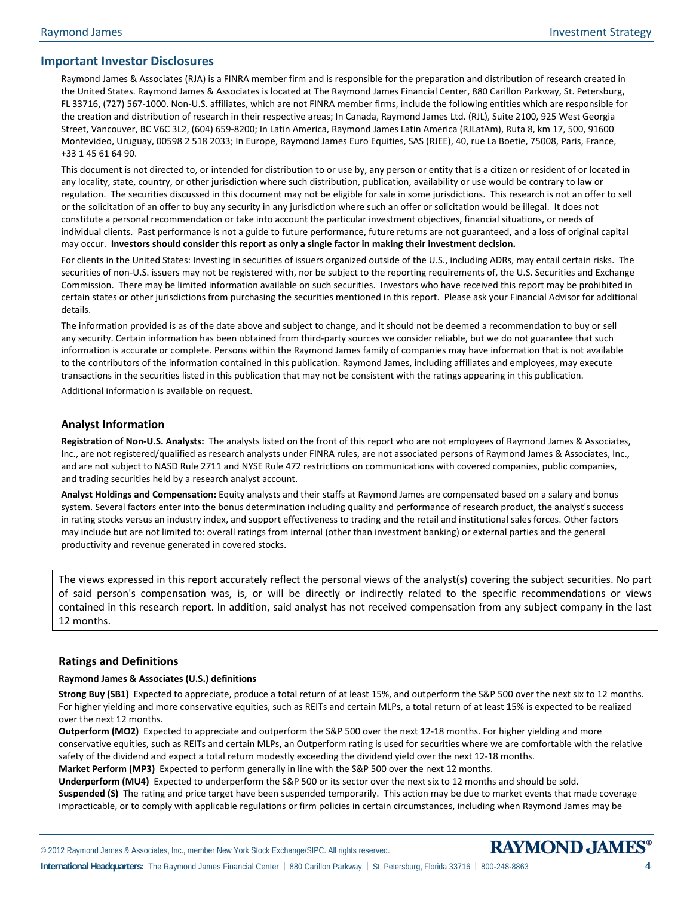## Important Investor Disclosures

Raymond James & Associates (RJA) is a FINRA member firm and is responsible for the preparation and distribution of research created in the United States. Raymond James & Associates is located at The Raymond James Financial Center, 880 Carillon Parkway, St. Petersburg, FL 33716, (727) 567-1000. Non-U.S. affiliates, which are not FINRA member firms, include the following entities which are responsible for the creation and distribution of research in their respective areas; In Canada, Raymond James Ltd. (RJL), Suite 2100, 925 West Georgia Street, Vancouver, BC V6C 3L2, (604) 659-8200; In Latin America, Raymond James Latin America (RJLatAm), Ruta 8, km 17, 500, 91600 Montevideo, Uruguay, 00598 2 518 2033; In Europe, Raymond James Euro Equities, SAS (RJEE), 40, rue La Boetie, 75008, Paris, France, +33 1 45 61 64 90.

This document is not directed to, or intended for distribution to or use by, any person or entity that is a citizen or resident of or located in any locality, state, country, or other jurisdiction where such distribution, publication, availability or use would be contrary to law or regulation. The securities discussed in this document may not be eligible for sale in some jurisdictions. This research is not an offer to sell or the solicitation of an offer to buy any security in any jurisdiction where such an offer or solicitation would be illegal. It does not constitute a personal recommendation or take into account the particular investment objectives, financial situations, or needs of individual clients. Past performance is not a guide to future performance, future returns are not guaranteed, and a loss of original capital may occur. **Investors should consider this report as only a single factor in making their investment decision.**

For clients in the United States: Investing in securities of issuers organized outside of the U.S., including ADRs, may entail certain risks. The securities of non-U.S. issuers may not be registered with, nor be subject to the reporting requirements of, the U.S. Securities and Exchange Commission. There may be limited information available on such securities. Investors who have received this report may be prohibited in certain states or other jurisdictions from purchasing the securities mentioned in this report. Please ask your Financial Advisor for additional details.

The information provided is as of the date above and subject to change, and it should not be deemed a recommendation to buy or sell any security. Certain information has been obtained from third-party sources we consider reliable, but we do not guarantee that such information is accurate or complete. Persons within the Raymond James family of companies may have information that is not available to the contributors of the information contained in this publication. Raymond James, including affiliates and employees, may execute transactions in the securities listed in this publication that may not be consistent with the ratings appearing in this publication.

Additional information is available on request.

### Analyst Information

**Registration of Non-U.S. Analysts:** The analysts listed on the front of this report who are not employees of Raymond James & Associates, Inc., are not registered/qualified as research analysts under FINRA rules, are not associated persons of Raymond James & Associates, Inc., and are not subject to NASD Rule 2711 and NYSE Rule 472 restrictions on communications with covered companies, public companies, and trading securities held by a research analyst account.

**Analyst Holdings and Compensation:** Equity analysts and their staffs at Raymond James are compensated based on a salary and bonus system. Several factors enter into the bonus determination including quality and performance of research product, the analyst's success in rating stocks versus an industry index, and support effectiveness to trading and the retail and institutional sales forces. Other factors may include but are not limited to: overall ratings from internal (other than investment banking) or external parties and the general productivity and revenue generated in covered stocks.

The views expressed in this report accurately reflect the personal views of the analyst(s) covering the subject securities. No part of said person's compensation was, is, or will be directly or indirectly related to the specific recommendations or views contained in this research report. In addition, said analyst has not received compensation from any subject company in the last 12 months.

### Ratings and Definitions

**Raymond James & Associates (U.S.) definitions**

**Strong Buy (SB1)** Expected to appreciate, produce a total return of at least 15%, and outperform the S&P 500 over the next six to 12 months. For higher yielding and more conservative equities, such as REITs and certain MLPs, a total return of at least 15% is expected to be realized over the next 12 months.

**Outperform (MO2)** Expected to appreciate and outperform the S&P 500 over the next 12-18 months. For higher yielding and more conservative equities, such as REITs and certain MLPs, an Outperform rating is used for securities where we are comfortable with the relative safety of the dividend and expect a total return modestly exceeding the dividend yield over the next 12-18 months.

**Market Perform (MP3)** Expected to perform generally in line with the S&P 500 over the next 12 months.

**Underperform (MU4)** Expected to underperform the S&P 500 or its sector over the next six to 12 months and should be sold.

**Suspended (S)** The rating and price target have been suspended temporarily. This action may be due to market events that made coverage impracticable, or to comply with applicable regulations or firm policies in certain circumstances, including when Raymond James may be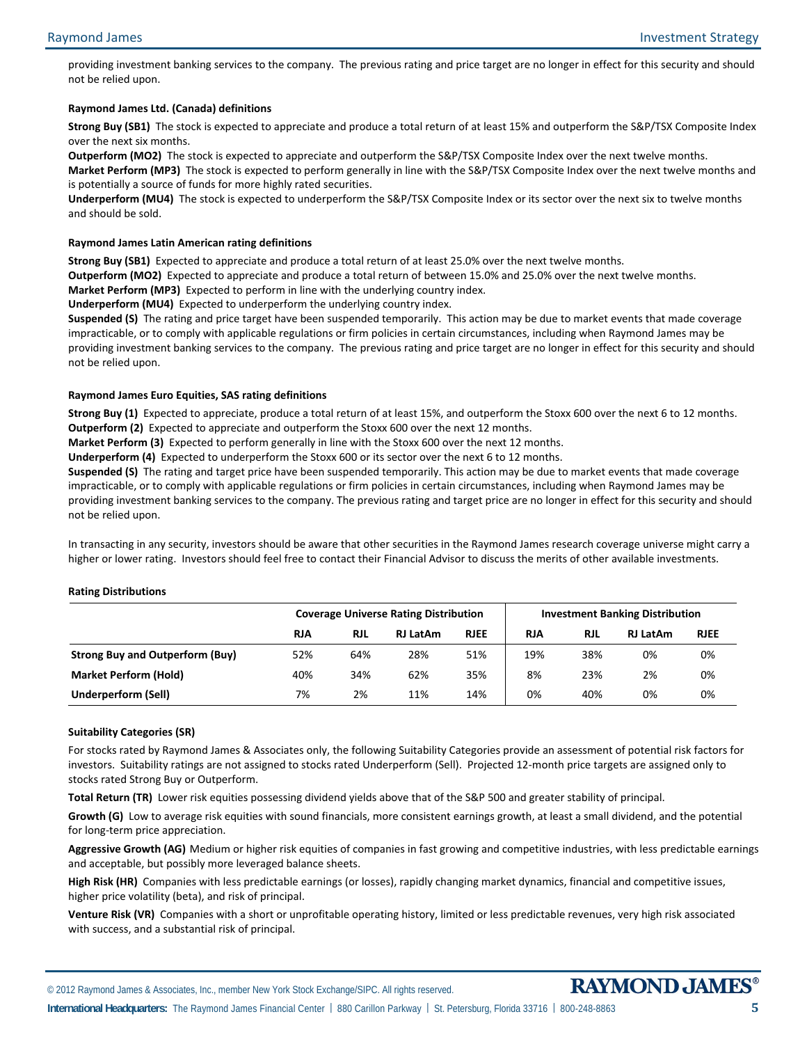providing investment banking services to the company. The previous rating and price target are no longer in effect for this security and should not be relied upon.

**Raymond James Ltd. (Canada) definitions**

**Strong Buy (SB1)** The stock is expected to appreciate and produce a total return of at least 15% and outperform the S&P/TSX Composite Index over the next six months.
**Outperform (MO2)** The stock is expected to appreciate and outperform the S&P/TSX Composite Index over the next twelve months.
**Market Perform (MP3)** The stock is expected to perform generally in line with the S&P/TSX Composite Index over the next twelve months and is potentially a source of funds for more highly rated securities.
**Underperform (MU4)** The stock is expected to underperform the S&P/TSX Composite Index or its sector over the next six to twelve months and should be sold.

**Raymond James Latin American rating definitions**

**Strong Buy (SB1)** Expected to appreciate and produce a total return of at least 25.0% over the next twelve months.
**Outperform (MO2)** Expected to appreciate and produce a total return of between 15.0% and 25.0% over the next twelve months.
**Market Perform (MP3)** Expected to perform in line with the underlying country index.
**Underperform (MU4)** Expected to underperform the underlying country index.
**Suspended (S)** The rating and price target have been suspended temporarily. This action may be due to market events that made coverage impracticable, or to comply with applicable regulations or firm policies in certain circumstances, including when Raymond James may be providing investment banking services to the company. The previous rating and price target are no longer in effect for this security and should not be relied upon.

**Raymond James Euro Equities, SAS rating definitions**

**Strong Buy (1)** Expected to appreciate, produce a total return of at least 15%, and outperform the Stoxx 600 over the next 6 to 12 months.
**Outperform (2)** Expected to appreciate and outperform the Stoxx 600 over the next 12 months.
**Market Perform (3)** Expected to perform generally in line with the Stoxx 600 over the next 12 months.
**Underperform (4)** Expected to underperform the Stoxx 600 or its sector over the next 6 to 12 months.
**Suspended (S)** The rating and target price have been suspended temporarily. This action may be due to market events that made coverage impracticable, or to comply with applicable regulations or firm policies in certain circumstances, including when Raymond James may be providing investment banking services to the company. The previous rating and target price are no longer in effect for this security and should not be relied upon.

In transacting in any security, investors should be aware that other securities in the Raymond James research coverage universe might carry a higher or lower rating. Investors should feel free to contact their Financial Advisor to discuss the merits of other available investments.

**Rating Distributions**

| | Coverage Universe Rating Distribution | | | | Investment Banking Distribution | | | |
|---|---|---|---|---|---|---|---|---|
| | **RJA** | **RJL** | **RJ LatAm** | **RJEE** | **RJA** | **RJL** | **RJ LatAm** | **RJEE** |
| **Strong Buy and Outperform (Buy)** | 52% | 64% | 28% | 51% | 19% | 38% | 0% | 0% |
| **Market Perform (Hold)** | 40% | 34% | 62% | 35% | 8% | 23% | 2% | 0% |
| **Underperform (Sell)** | 7% | 2% | 11% | 14% | 0% | 40% | 0% | 0% |

**Suitability Categories (SR)**

For stocks rated by Raymond James & Associates only, the following Suitability Categories provide an assessment of potential risk factors for investors. Suitability ratings are not assigned to stocks rated Underperform (Sell). Projected 12-month price targets are assigned only to stocks rated Strong Buy or Outperform.

**Total Return (TR)** Lower risk equities possessing dividend yields above that of the S&P 500 and greater stability of principal.

**Growth (G)** Low to average risk equities with sound financials, more consistent earnings growth, at least a small dividend, and the potential for long-term price appreciation.

**Aggressive Growth (AG)** Medium or higher risk equities of companies in fast growing and competitive industries, with less predictable earnings and acceptable, but possibly more leveraged balance sheets.

**High Risk (HR)** Companies with less predictable earnings (or losses), rapidly changing market dynamics, financial and competitive issues, higher price volatility (beta), and risk of principal.

**Venture Risk (VR)** Companies with a short or unprofitable operating history, limited or less predictable revenues, very high risk associated with success, and a substantial risk of principal.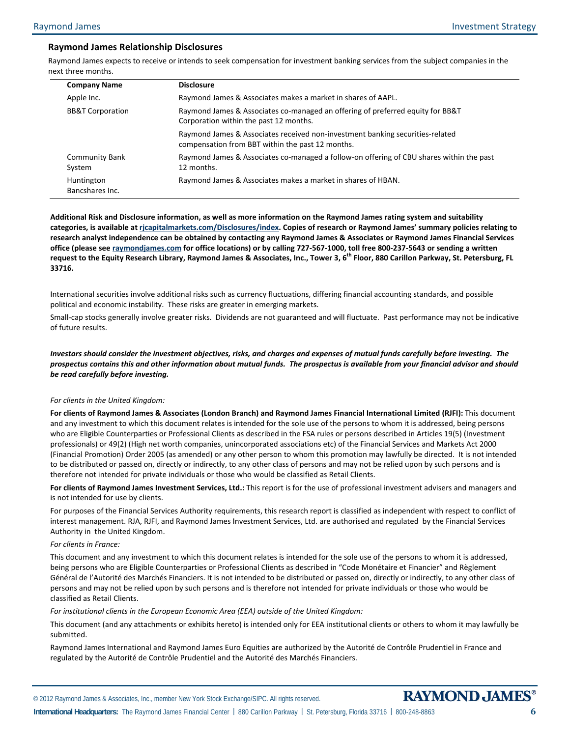## Raymond James Relationship Disclosures

Raymond James expects to receive or intends to seek compensation for investment banking services from the subject companies in the next three months.

| Company Name | Disclosure |
|---|---|
| Apple Inc. | Raymond James & Associates makes a market in shares of AAPL. |
| BB&T Corporation | Raymond James & Associates co-managed an offering of preferred equity for BB&T Corporation within the past 12 months. |
| | Raymond James & Associates received non-investment banking securities-related compensation from BBT within the past 12 months. |
| Community Bank System | Raymond James & Associates co-managed a follow-on offering of CBU shares within the past 12 months. |
| Huntington Bancshares Inc. | Raymond James & Associates makes a market in shares of HBAN. |

**Additional Risk and Disclosure information, as well as more information on the Raymond James rating system and suitability categories, is available at rjcapitalmarkets.com/Disclosures/index. Copies of research or Raymond James' summary policies relating to research analyst independence can be obtained by contacting any Raymond James & Associates or Raymond James Financial Services office (please see raymondjames.com for office locations) or by calling 727-567-1000, toll free 800-237-5643 or sending a written request to the Equity Research Library, Raymond James & Associates, Inc., Tower 3, 6th Floor, 880 Carillon Parkway, St. Petersburg, FL 33716.**

International securities involve additional risks such as currency fluctuations, differing financial accounting standards, and possible political and economic instability. These risks are greater in emerging markets.

Small-cap stocks generally involve greater risks. Dividends are not guaranteed and will fluctuate. Past performance may not be indicative of future results.

***Investors should consider the investment objectives, risks, and charges and expenses of mutual funds carefully before investing. The prospectus contains this and other information about mutual funds. The prospectus is available from your financial advisor and should be read carefully before investing.***

*For clients in the United Kingdom:*

**For clients of Raymond James & Associates (London Branch) and Raymond James Financial International Limited (RJFI):** This document and any investment to which this document relates is intended for the sole use of the persons to whom it is addressed, being persons who are Eligible Counterparties or Professional Clients as described in the FSA rules or persons described in Articles 19(5) (Investment professionals) or 49(2) (High net worth companies, unincorporated associations etc) of the Financial Services and Markets Act 2000 (Financial Promotion) Order 2005 (as amended) or any other person to whom this promotion may lawfully be directed. It is not intended to be distributed or passed on, directly or indirectly, to any other class of persons and may not be relied upon by such persons and is therefore not intended for private individuals or those who would be classified as Retail Clients.

**For clients of Raymond James Investment Services, Ltd.:** This report is for the use of professional investment advisers and managers and is not intended for use by clients.

For purposes of the Financial Services Authority requirements, this research report is classified as independent with respect to conflict of interest management. RJA, RJFI, and Raymond James Investment Services, Ltd. are authorised and regulated by the Financial Services Authority in the United Kingdom.

*For clients in France:*

This document and any investment to which this document relates is intended for the sole use of the persons to whom it is addressed, being persons who are Eligible Counterparties or Professional Clients as described in "Code Monétaire et Financier" and Règlement Général de l'Autorité des Marchés Financiers. It is not intended to be distributed or passed on, directly or indirectly, to any other class of persons and may not be relied upon by such persons and is therefore not intended for private individuals or those who would be classified as Retail Clients.

*For institutional clients in the European Economic Area (EEA) outside of the United Kingdom:*

This document (and any attachments or exhibits hereto) is intended only for EEA institutional clients or others to whom it may lawfully be submitted.

Raymond James International and Raymond James Euro Equities are authorized by the Autorité de Contrôle Prudentiel in France and regulated by the Autorité de Contrôle Prudentiel and the Autorité des Marchés Financiers.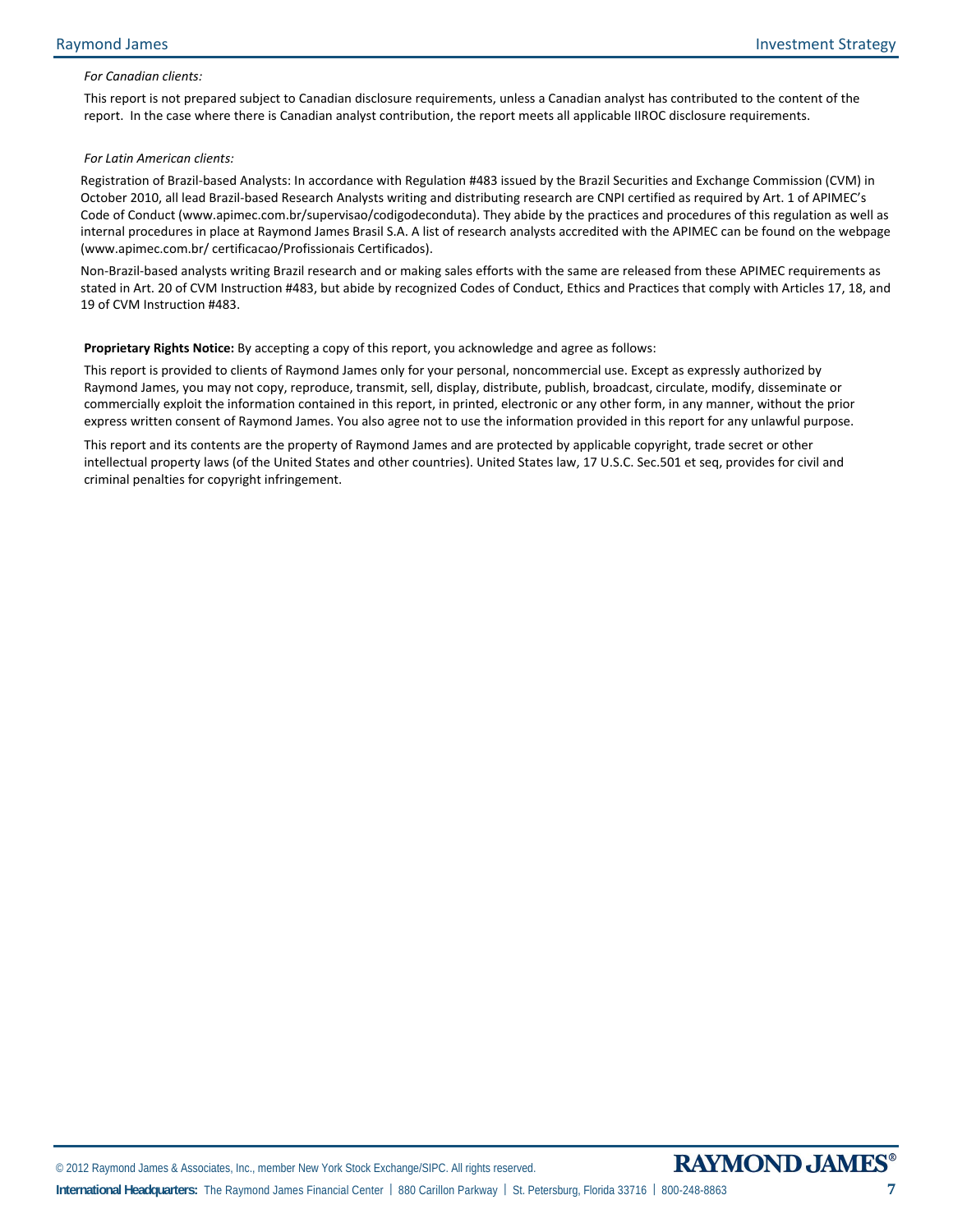*For Canadian clients:*

This report is not prepared subject to Canadian disclosure requirements, unless a Canadian analyst has contributed to the content of the report. In the case where there is Canadian analyst contribution, the report meets all applicable IIROC disclosure requirements.

*For Latin American clients:*

Registration of Brazil-based Analysts: In accordance with Regulation #483 issued by the Brazil Securities and Exchange Commission (CVM) in October 2010, all lead Brazil-based Research Analysts writing and distributing research are CNPI certified as required by Art. 1 of APIMEC's Code of Conduct (www.apimec.com.br/supervisao/codigodeconduta). They abide by the practices and procedures of this regulation as well as internal procedures in place at Raymond James Brasil S.A. A list of research analysts accredited with the APIMEC can be found on the webpage (www.apimec.com.br/ certificacao/Profissionais Certificados).

Non-Brazil-based analysts writing Brazil research and or making sales efforts with the same are released from these APIMEC requirements as stated in Art. 20 of CVM Instruction #483, but abide by recognized Codes of Conduct, Ethics and Practices that comply with Articles 17, 18, and 19 of CVM Instruction #483.

**Proprietary Rights Notice:** By accepting a copy of this report, you acknowledge and agree as follows:

This report is provided to clients of Raymond James only for your personal, noncommercial use. Except as expressly authorized by Raymond James, you may not copy, reproduce, transmit, sell, display, distribute, publish, broadcast, circulate, modify, disseminate or commercially exploit the information contained in this report, in printed, electronic or any other form, in any manner, without the prior express written consent of Raymond James. You also agree not to use the information provided in this report for any unlawful purpose.

This report and its contents are the property of Raymond James and are protected by applicable copyright, trade secret or other intellectual property laws (of the United States and other countries). United States law, 17 U.S.C. Sec.501 et seq, provides for civil and criminal penalties for copyright infringement.

© 2012 Raymond James & Associates, Inc., member New York Stock Exchange/SIPC. All rights reserved.

**International Headquarters:** The Raymond James Financial Center | 880 Carillon Parkway | St. Petersburg, Florida 33716 | 800-248-8863